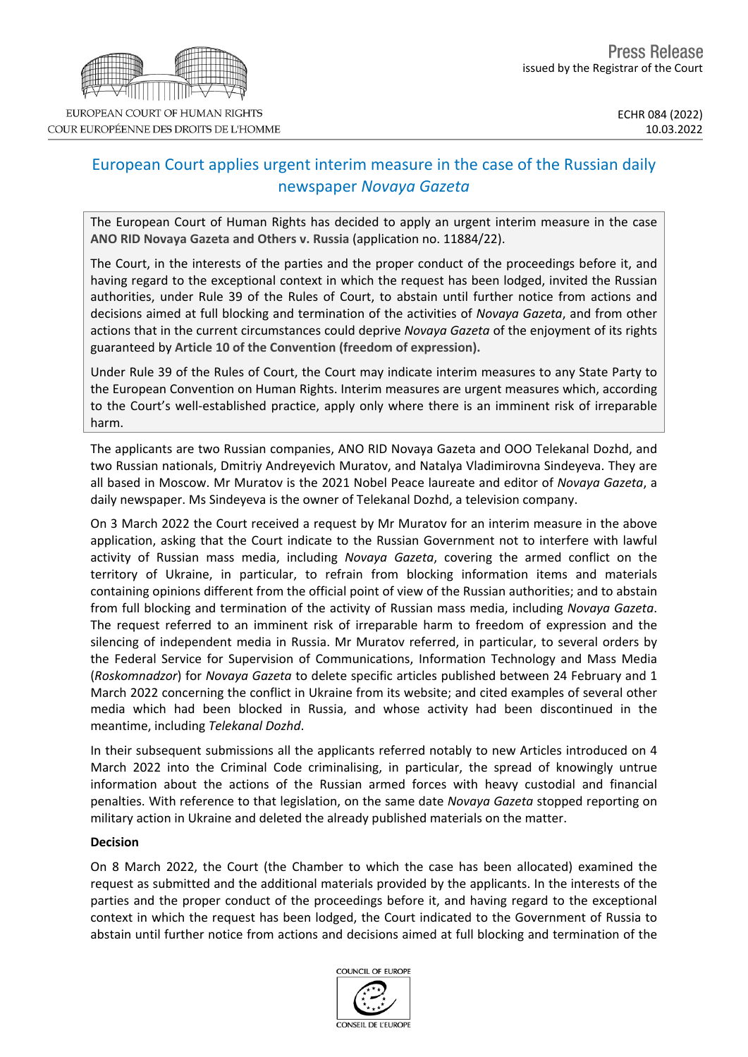EUROPEAN COURT OF HUMAN RIGHTS
COUR EUROPÉENNE DES DROITS DE L'HOMME

Press Release
issued by the Registrar of the Court

ECHR 084 (2022)
10.03.2022

# European Court applies urgent interim measure in the case of the Russian daily newspaper *Novaya Gazeta*

The European Court of Human Rights has decided to apply an urgent interim measure in the case **ANO RID Novaya Gazeta and Others v. Russia** (application no. 11884/22).

The Court, in the interests of the parties and the proper conduct of the proceedings before it, and having regard to the exceptional context in which the request has been lodged, invited the Russian authorities, under Rule 39 of the Rules of Court, to abstain until further notice from actions and decisions aimed at full blocking and termination of the activities of *Novaya Gazeta*, and from other actions that in the current circumstances could deprive *Novaya Gazeta* of the enjoyment of its rights guaranteed by **Article 10 of the Convention (freedom of expression).**

Under Rule 39 of the Rules of Court, the Court may indicate interim measures to any State Party to the European Convention on Human Rights. Interim measures are urgent measures which, according to the Court's well-established practice, apply only where there is an imminent risk of irreparable harm.

The applicants are two Russian companies, ANO RID Novaya Gazeta and OOO Telekanal Dozhd, and two Russian nationals, Dmitriy Andreyevich Muratov, and Natalya Vladimirovna Sindeyeva. They are all based in Moscow. Mr Muratov is the 2021 Nobel Peace laureate and editor of *Novaya Gazeta*, a daily newspaper. Ms Sindeyeva is the owner of Telekanal Dozhd, a television company.

On 3 March 2022 the Court received a request by Mr Muratov for an interim measure in the above application, asking that the Court indicate to the Russian Government not to interfere with lawful activity of Russian mass media, including *Novaya Gazeta*, covering the armed conflict on the territory of Ukraine, in particular, to refrain from blocking information items and materials containing opinions different from the official point of view of the Russian authorities; and to abstain from full blocking and termination of the activity of Russian mass media, including *Novaya Gazeta*. The request referred to an imminent risk of irreparable harm to freedom of expression and the silencing of independent media in Russia. Mr Muratov referred, in particular, to several orders by the Federal Service for Supervision of Communications, Information Technology and Mass Media (*Roskomnadzor*) for *Novaya Gazeta* to delete specific articles published between 24 February and 1 March 2022 concerning the conflict in Ukraine from its website; and cited examples of several other media which had been blocked in Russia, and whose activity had been discontinued in the meantime, including *Telekanal Dozhd*.

In their subsequent submissions all the applicants referred notably to new Articles introduced on 4 March 2022 into the Criminal Code criminalising, in particular, the spread of knowingly untrue information about the actions of the Russian armed forces with heavy custodial and financial penalties. With reference to that legislation, on the same date *Novaya Gazeta* stopped reporting on military action in Ukraine and deleted the already published materials on the matter.

**Decision**

On 8 March 2022, the Court (the Chamber to which the case has been allocated) examined the request as submitted and the additional materials provided by the applicants. In the interests of the parties and the proper conduct of the proceedings before it, and having regard to the exceptional context in which the request has been lodged, the Court indicated to the Government of Russia to abstain until further notice from actions and decisions aimed at full blocking and termination of the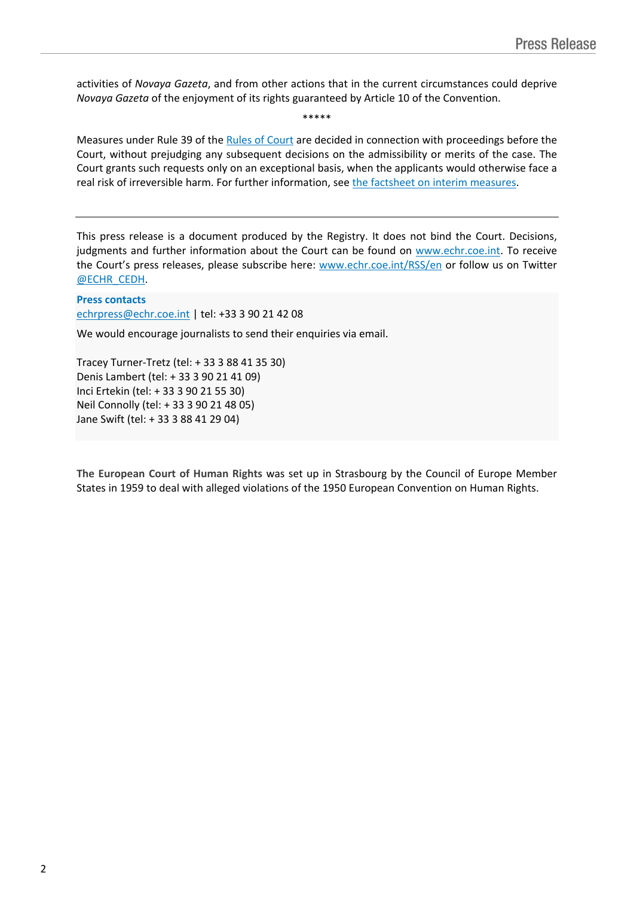activities of *Novaya Gazeta*, and from other actions that in the current circumstances could deprive *Novaya Gazeta* of the enjoyment of its rights guaranteed by Article 10 of the Convention.

*****

Measures under Rule 39 of the Rules of Court are decided in connection with proceedings before the Court, without prejudging any subsequent decisions on the admissibility or merits of the case. The Court grants such requests only on an exceptional basis, when the applicants would otherwise face a real risk of irreversible harm. For further information, see the factsheet on interim measures.

---

This press release is a document produced by the Registry. It does not bind the Court. Decisions, judgments and further information about the Court can be found on www.echr.coe.int. To receive the Court's press releases, please subscribe here: www.echr.coe.int/RSS/en or follow us on Twitter @ECHR_CEDH.

**Press contacts**
echrpress@echr.coe.int | tel: +33 3 90 21 42 08

We would encourage journalists to send their enquiries via email.

Tracey Turner-Tretz (tel: + 33 3 88 41 35 30)
Denis Lambert (tel: + 33 3 90 21 41 09)
Inci Ertekin (tel: + 33 3 90 21 55 30)
Neil Connolly (tel: + 33 3 90 21 48 05)
Jane Swift (tel: + 33 3 88 41 29 04)

**The European Court of Human Rights** was set up in Strasbourg by the Council of Europe Member States in 1959 to deal with alleged violations of the 1950 European Convention on Human Rights.